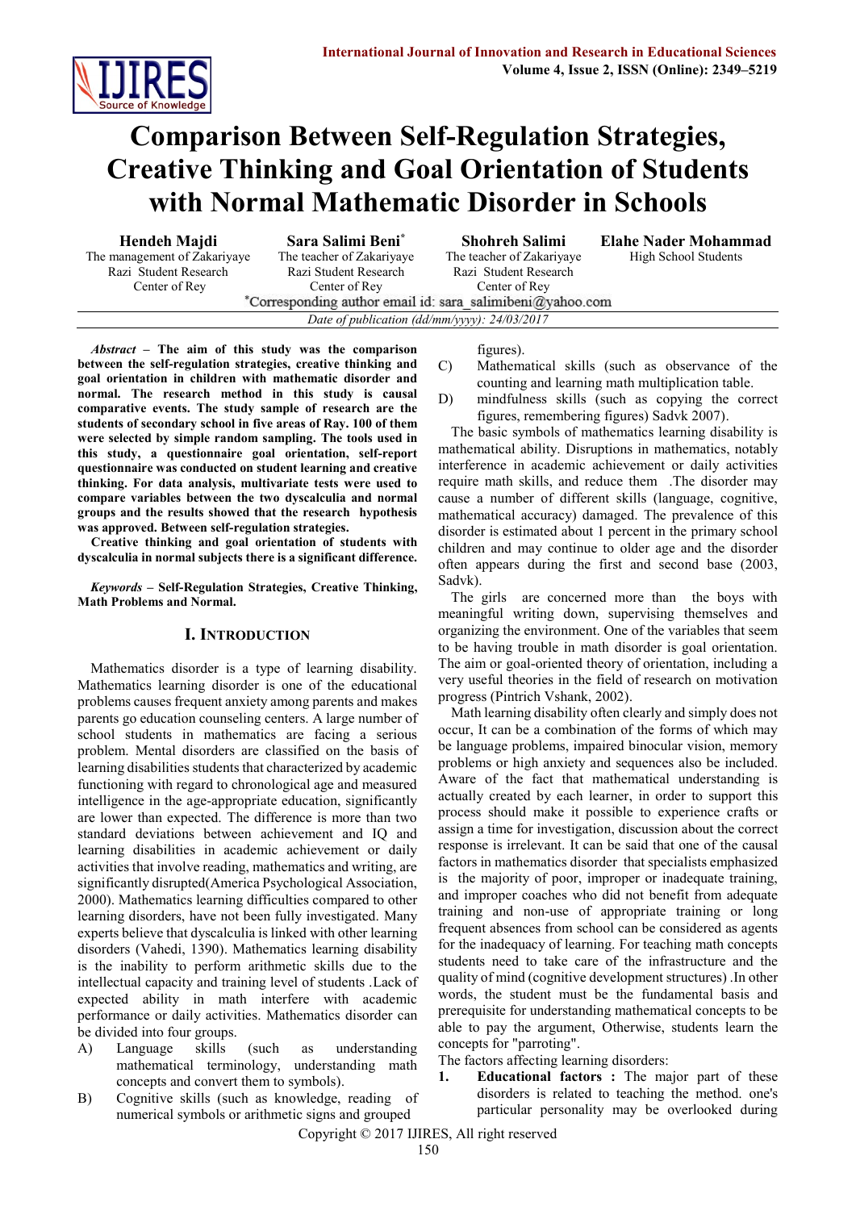# Comparison Between Self-Regulation Strategies, Creative Thinking and Goal Orientation of Students with Normal Mathematic Disorder in Schools

**Hendeh Majdi**
The management of Zakariyaye Razi Student Research Center of Rey

**Sara Salimi Beni***
The teacher of Zakariyaye Razi Student Research Center of Rey

**Shohreh Salimi**
The teacher of Zakariyaye Razi Student Research Center of Rey

**Elahe Nader Mohammad**
High School Students

*Corresponding author email id: sara_salimibeni@yahoo.com

*Date of publication (dd/mm/yyyy): 24/03/2017*

***Abstract* – The aim of this study was the comparison between the self-regulation strategies, creative thinking and goal orientation in children with mathematic disorder and normal. The research method in this study is causal comparative events. The study sample of research are the students of secondary school in five areas of Ray. 100 of them were selected by simple random sampling. The tools used in this study, a questionnaire goal orientation, self-report questionnaire was conducted on student learning and creative thinking. For data analysis, multivariate tests were used to compare variables between the two dyscalculia and normal groups and the results showed that the research hypothesis was approved. Between self-regulation strategies.**

**Creative thinking and goal orientation of students with dyscalculia in normal subjects there is a significant difference.**

***Keywords* – Self-Regulation Strategies, Creative Thinking, Math Problems and Normal.**

## I. Introduction

Mathematics disorder is a type of learning disability. Mathematics learning disorder is one of the educational problems causes frequent anxiety among parents and makes parents go education counseling centers. A large number of school students in mathematics are facing a serious problem. Mental disorders are classified on the basis of learning disabilities students that characterized by academic functioning with regard to chronological age and measured intelligence in the age-appropriate education, significantly are lower than expected. The difference is more than two standard deviations between achievement and IQ and learning disabilities in academic achievement or daily activities that involve reading, mathematics and writing, are significantly disrupted(America Psychological Association, 2000). Mathematics learning difficulties compared to other learning disorders, have not been fully investigated. Many experts believe that dyscalculia is linked with other learning disorders (Vahedi, 1390). Mathematics learning disability is the inability to perform arithmetic skills due to the intellectual capacity and training level of students .Lack of expected ability in math interfere with academic performance or daily activities. Mathematics disorder can be divided into four groups.

A) Language skills (such as understanding mathematical terminology, understanding math concepts and convert them to symbols).
B) Cognitive skills (such as knowledge, reading of numerical symbols or arithmetic signs and grouped figures).
C) Mathematical skills (such as observance of the counting and learning math multiplication table.
D) mindfulness skills (such as copying the correct figures, remembering figures) Sadvk 2007).

The basic symbols of mathematics learning disability is mathematical ability. Disruptions in mathematics, notably interference in academic achievement or daily activities require math skills, and reduce them .The disorder may cause a number of different skills (language, cognitive, mathematical accuracy) damaged. The prevalence of this disorder is estimated about 1 percent in the primary school children and may continue to older age and the disorder often appears during the first and second base (2003, Sadvk).

The girls are concerned more than the boys with meaningful writing down, supervising themselves and organizing the environment. One of the variables that seem to be having trouble in math disorder is goal orientation. The aim or goal-oriented theory of orientation, including a very useful theories in the field of research on motivation progress (Pintrich Vshank, 2002).

Math learning disability often clearly and simply does not occur, It can be a combination of the forms of which may be language problems, impaired binocular vision, memory problems or high anxiety and sequences also be included. Aware of the fact that mathematical understanding is actually created by each learner, in order to support this process should make it possible to experience crafts or assign a time for investigation, discussion about the correct response is irrelevant. It can be said that one of the causal factors in mathematics disorder that specialists emphasized is the majority of poor, improper or inadequate training, and improper coaches who did not benefit from adequate training and non-use of appropriate training or long frequent absences from school can be considered as agents for the inadequacy of learning. For teaching math concepts students need to take care of the infrastructure and the quality of mind (cognitive development structures) .In other words, the student must be the fundamental basis and prerequisite for understanding mathematical concepts to be able to pay the argument, Otherwise, students learn the concepts for "parroting".

The factors affecting learning disorders:

1. **Educational factors :** The major part of these disorders is related to teaching the method. one's particular personality may be overlooked during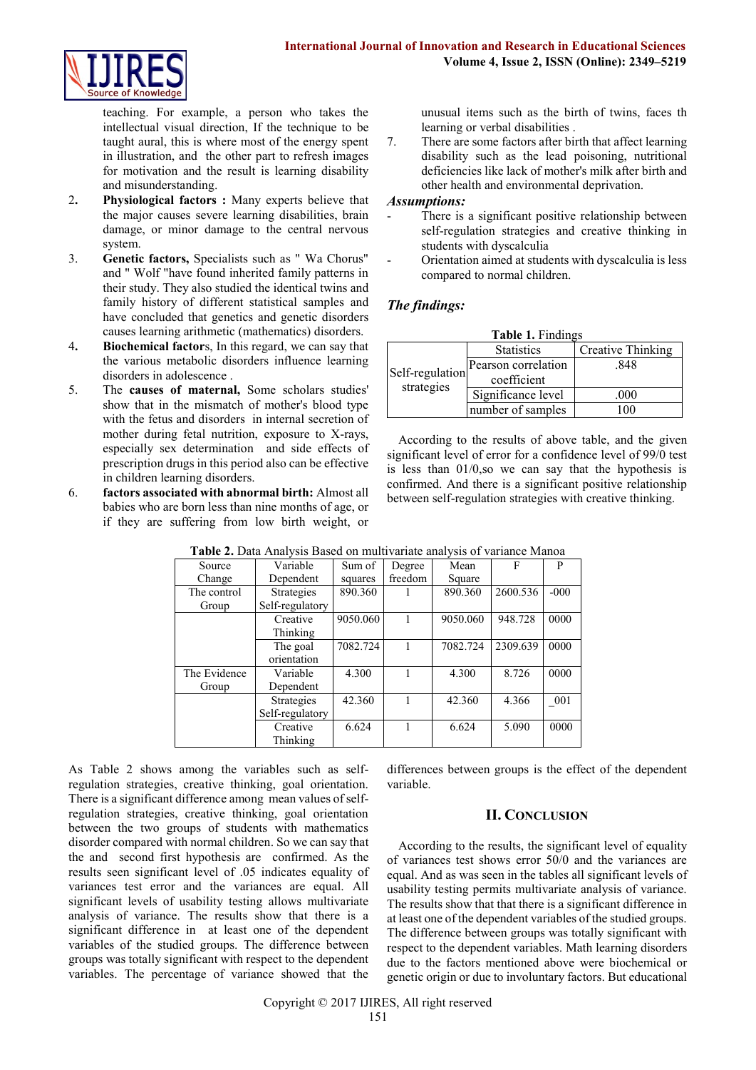teaching. For example, a person who takes the intellectual visual direction, If the technique to be taught aural, this is where most of the energy spent in illustration, and the other part to refresh images for motivation and the result is learning disability and misunderstanding.

2. **Physiological factors :** Many experts believe that the major causes severe learning disabilities, brain damage, or minor damage to the central nervous system.
3. **Genetic factors,** Specialists such as " Wa Chorus" and " Wolf "have found inherited family patterns in their study. They also studied the identical twins and family history of different statistical samples and have concluded that genetics and genetic disorders causes learning arithmetic (mathematics) disorders.
4. **Biochemical factor**s, In this regard, we can say that the various metabolic disorders influence learning disorders in adolescence .
5. The **causes of maternal,** Some scholars studies' show that in the mismatch of mother's blood type with the fetus and disorders in internal secretion of mother during fetal nutrition, exposure to X-rays, especially sex determination and side effects of prescription drugs in this period also can be effective in children learning disorders.
6. **factors associated with abnormal birth:** Almost all babies who are born less than nine months of age, or if they are suffering from low birth weight, or unusual items such as the birth of twins, faces th learning or verbal disabilities .
7. There are some factors after birth that affect learning disability such as the lead poisoning, nutritional deficiencies like lack of mother's milk after birth and other health and environmental deprivation.

***Assumptions:***

- There is a significant positive relationship between self-regulation strategies and creative thinking in students with dyscalculia
- Orientation aimed at students with dyscalculia is less compared to normal children.

***The findings:***

**Table 1.** Findings

| | Statistics | Creative Thinking |
|---|---|---|
| Self-regulation strategies | Pearson correlation coefficient | .848 |
| | Significance level | .000 |
| | number of samples | 100 |

According to the results of above table, and the given significant level of error for a confidence level of 99/0 test is less than 01/0,so we can say that the hypothesis is confirmed. And there is a significant positive relationship between self-regulation strategies with creative thinking.

**Table 2.** Data Analysis Based on multivariate analysis of variance Manoa

| Source Change | Variable Dependent | Sum of squares | Degree freedom | Mean Square | F | P |
|---|---|---|---|---|---|---|
| The control Group | Strategies Self-regulatory | 890.360 | 1 | 890.360 | 2600.536 | -000 |
| | Creative Thinking | 9050.060 | 1 | 9050.060 | 948.728 | 0000 |
| | The goal orientation | 7082.724 | 1 | 7082.724 | 2309.639 | 0000 |
| The Evidence Group | Variable Dependent | 4.300 | 1 | 4.300 | 8.726 | 0000 |
| | Strategies Self-regulatory | 42.360 | 1 | 42.360 | 4.366 | _001 |
| | Creative Thinking | 6.624 | 1 | 6.624 | 5.090 | 0000 |

As Table 2 shows among the variables such as self-regulation strategies, creative thinking, goal orientation. There is a significant difference among mean values of self-regulation strategies, creative thinking, goal orientation between the two groups of students with mathematics disorder compared with normal children. So we can say that the and second first hypothesis are confirmed. As the results seen significant level of .05 indicates equality of variances test error and the variances are equal. All significant levels of usability testing allows multivariate analysis of variance. The results show that there is a significant difference in at least one of the dependent variables of the studied groups. The difference between groups was totally significant with respect to the dependent variables. The percentage of variance showed that the differences between groups is the effect of the dependent variable.

## II. Conclusion

According to the results, the significant level of equality of variances test shows error 50/0 and the variances are equal. And as was seen in the tables all significant levels of usability testing permits multivariate analysis of variance. The results show that that there is a significant difference in at least one of the dependent variables of the studied groups. The difference between groups was totally significant with respect to the dependent variables. Math learning disorders due to the factors mentioned above were biochemical or genetic origin or due to involuntary factors. But educational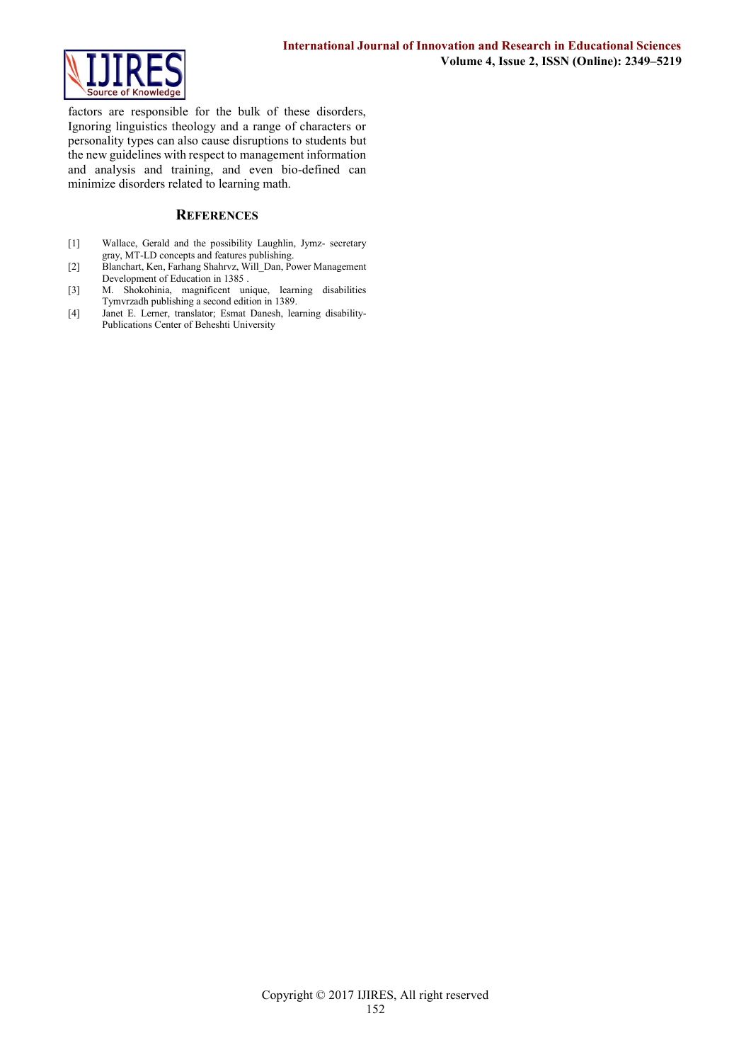factors are responsible for the bulk of these disorders, Ignoring linguistics theology and a range of characters or personality types can also cause disruptions to students but the new guidelines with respect to management information and analysis and training, and even bio-defined can minimize disorders related to learning math.

## References

[1] Wallace, Gerald and the possibility Laughlin, Jymz- secretary gray, MT-LD concepts and features publishing.

[2] Blanchart, Ken, Farhang Shahrvz, Will_Dan, Power Management Development of Education in 1385 .

[3] M. Shokohinia, magnificent unique, learning disabilities Tymvrzadh publishing a second edition in 1389.

[4] Janet E. Lerner, translator; Esmat Danesh, learning disability- Publications Center of Beheshti University